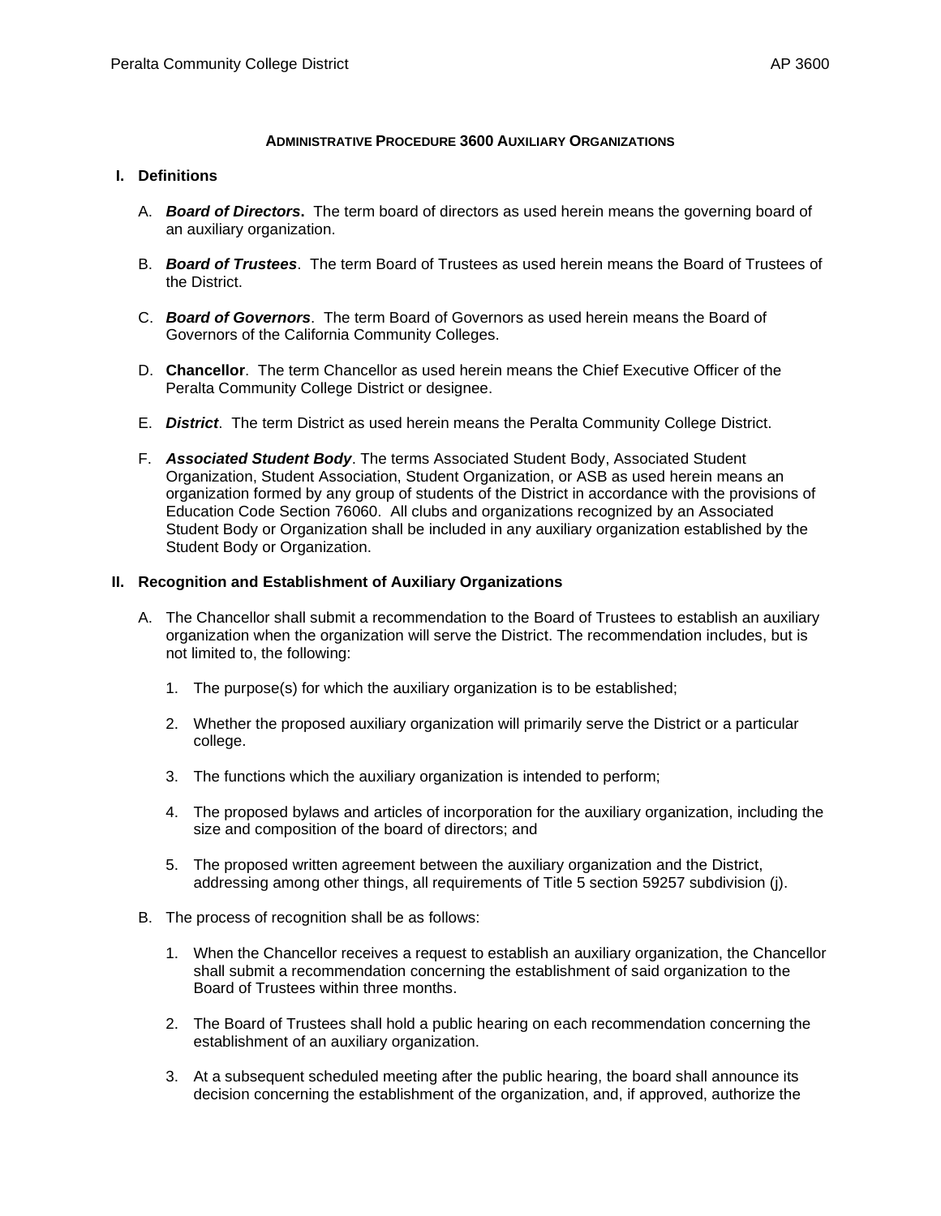# **ADMINISTRATIVE PROCEDURE 3600 AUXILIARY ORGANIZATIONS**

## I. Definitions

A. ***Board of Directors***. The term board of directors as used herein means the governing board of an auxiliary organization.

B. ***Board of Trustees***. The term Board of Trustees as used herein means the Board of Trustees of the District.

C. ***Board of Governors***. The term Board of Governors as used herein means the Board of Governors of the California Community Colleges.

D. **Chancellor**. The term Chancellor as used herein means the Chief Executive Officer of the Peralta Community College District or designee.

E. ***District***. The term District as used herein means the Peralta Community College District.

F. ***Associated Student Body***. The terms Associated Student Body, Associated Student Organization, Student Association, Student Organization, or ASB as used herein means an organization formed by any group of students of the District in accordance with the provisions of Education Code Section 76060. All clubs and organizations recognized by an Associated Student Body or Organization shall be included in any auxiliary organization established by the Student Body or Organization.

## II. Recognition and Establishment of Auxiliary Organizations

A. The Chancellor shall submit a recommendation to the Board of Trustees to establish an auxiliary organization when the organization will serve the District. The recommendation includes, but is not limited to, the following:

1. The purpose(s) for which the auxiliary organization is to be established;

2. Whether the proposed auxiliary organization will primarily serve the District or a particular college.

3. The functions which the auxiliary organization is intended to perform;

4. The proposed bylaws and articles of incorporation for the auxiliary organization, including the size and composition of the board of directors; and

5. The proposed written agreement between the auxiliary organization and the District, addressing among other things, all requirements of Title 5 section 59257 subdivision (j).

B. The process of recognition shall be as follows:

1. When the Chancellor receives a request to establish an auxiliary organization, the Chancellor shall submit a recommendation concerning the establishment of said organization to the Board of Trustees within three months.

2. The Board of Trustees shall hold a public hearing on each recommendation concerning the establishment of an auxiliary organization.

3. At a subsequent scheduled meeting after the public hearing, the board shall announce its decision concerning the establishment of the organization, and, if approved, authorize the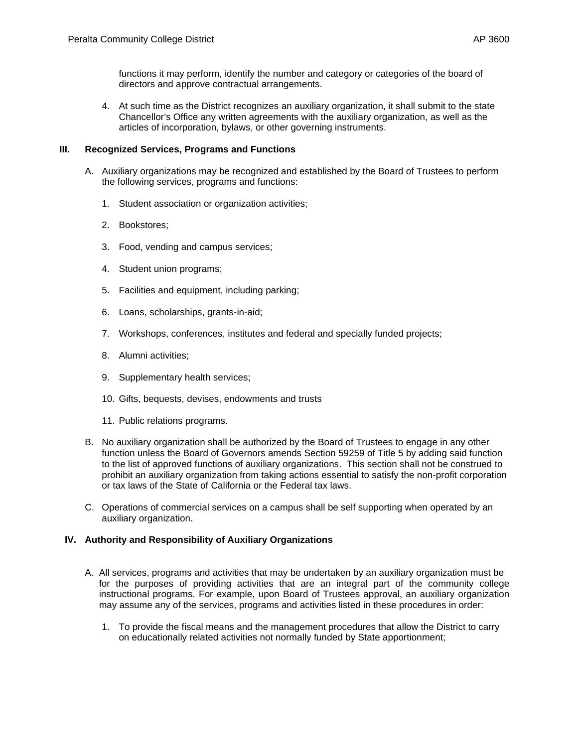functions it may perform, identify the number and category or categories of the board of directors and approve contractual arrangements.

4. At such time as the District recognizes an auxiliary organization, it shall submit to the state Chancellor's Office any written agreements with the auxiliary organization, as well as the articles of incorporation, bylaws, or other governing instruments.

## III. Recognized Services, Programs and Functions

A. Auxiliary organizations may be recognized and established by the Board of Trustees to perform the following services, programs and functions:

   1. Student association or organization activities;
   2. Bookstores;
   3. Food, vending and campus services;
   4. Student union programs;
   5. Facilities and equipment, including parking;
   6. Loans, scholarships, grants-in-aid;
   7. Workshops, conferences, institutes and federal and specially funded projects;
   8. Alumni activities;
   9. Supplementary health services;
   10. Gifts, bequests, devises, endowments and trusts
   11. Public relations programs.

B. No auxiliary organization shall be authorized by the Board of Trustees to engage in any other function unless the Board of Governors amends Section 59259 of Title 5 by adding said function to the list of approved functions of auxiliary organizations. This section shall not be construed to prohibit an auxiliary organization from taking actions essential to satisfy the non-profit corporation or tax laws of the State of California or the Federal tax laws.

C. Operations of commercial services on a campus shall be self supporting when operated by an auxiliary organization.

## IV. Authority and Responsibility of Auxiliary Organizations

A. All services, programs and activities that may be undertaken by an auxiliary organization must be for the purposes of providing activities that are an integral part of the community college instructional programs. For example, upon Board of Trustees approval, an auxiliary organization may assume any of the services, programs and activities listed in these procedures in order:

   1. To provide the fiscal means and the management procedures that allow the District to carry on educationally related activities not normally funded by State apportionment;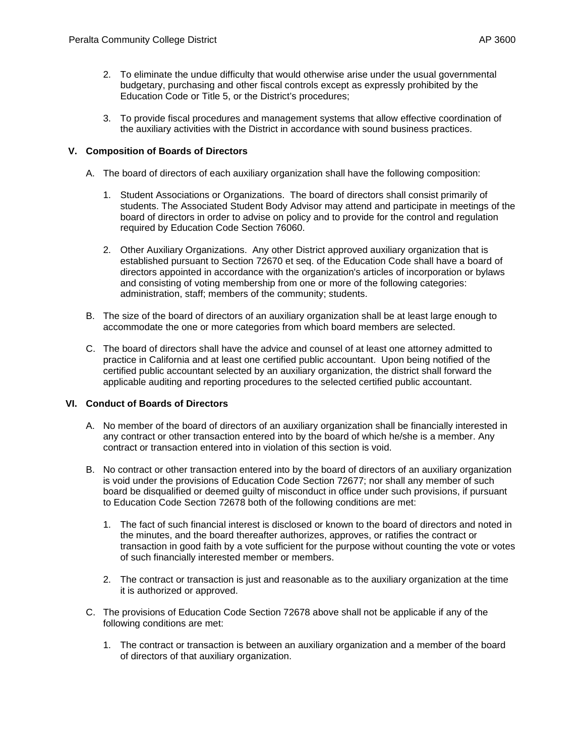2. To eliminate the undue difficulty that would otherwise arise under the usual governmental budgetary, purchasing and other fiscal controls except as expressly prohibited by the Education Code or Title 5, or the District's procedures;

3. To provide fiscal procedures and management systems that allow effective coordination of the auxiliary activities with the District in accordance with sound business practices.

## V. Composition of Boards of Directors

A. The board of directors of each auxiliary organization shall have the following composition:

   1. Student Associations or Organizations. The board of directors shall consist primarily of students. The Associated Student Body Advisor may attend and participate in meetings of the board of directors in order to advise on policy and to provide for the control and regulation required by Education Code Section 76060.

   2. Other Auxiliary Organizations. Any other District approved auxiliary organization that is established pursuant to Section 72670 et seq. of the Education Code shall have a board of directors appointed in accordance with the organization's articles of incorporation or bylaws and consisting of voting membership from one or more of the following categories: administration, staff; members of the community; students.

B. The size of the board of directors of an auxiliary organization shall be at least large enough to accommodate the one or more categories from which board members are selected.

C. The board of directors shall have the advice and counsel of at least one attorney admitted to practice in California and at least one certified public accountant. Upon being notified of the certified public accountant selected by an auxiliary organization, the district shall forward the applicable auditing and reporting procedures to the selected certified public accountant.

## VI. Conduct of Boards of Directors

A. No member of the board of directors of an auxiliary organization shall be financially interested in any contract or other transaction entered into by the board of which he/she is a member. Any contract or transaction entered into in violation of this section is void.

B. No contract or other transaction entered into by the board of directors of an auxiliary organization is void under the provisions of Education Code Section 72677; nor shall any member of such board be disqualified or deemed guilty of misconduct in office under such provisions, if pursuant to Education Code Section 72678 both of the following conditions are met:

   1. The fact of such financial interest is disclosed or known to the board of directors and noted in the minutes, and the board thereafter authorizes, approves, or ratifies the contract or transaction in good faith by a vote sufficient for the purpose without counting the vote or votes of such financially interested member or members.

   2. The contract or transaction is just and reasonable as to the auxiliary organization at the time it is authorized or approved.

C. The provisions of Education Code Section 72678 above shall not be applicable if any of the following conditions are met:

   1. The contract or transaction is between an auxiliary organization and a member of the board of directors of that auxiliary organization.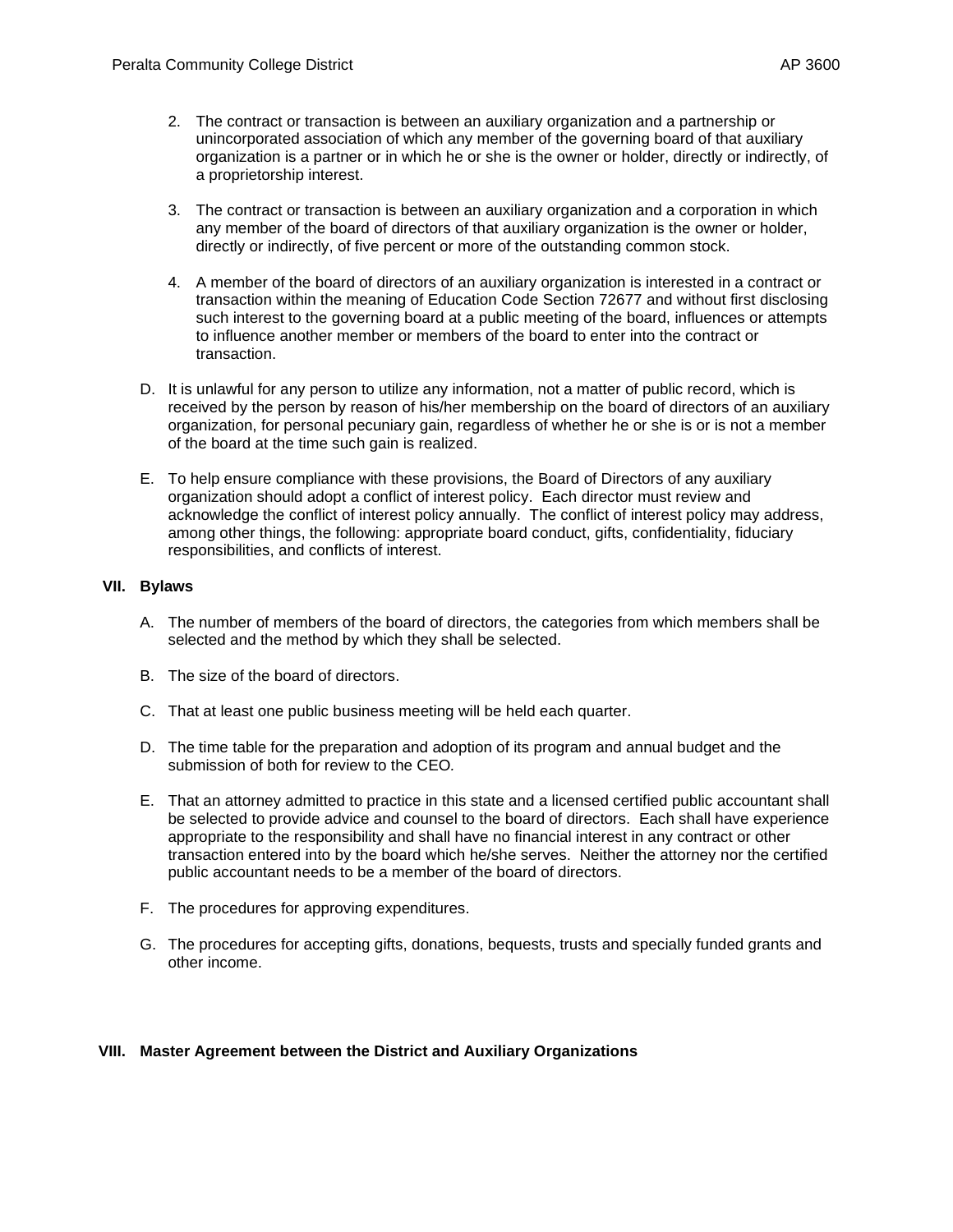2. The contract or transaction is between an auxiliary organization and a partnership or unincorporated association of which any member of the governing board of that auxiliary organization is a partner or in which he or she is the owner or holder, directly or indirectly, of a proprietorship interest.

3. The contract or transaction is between an auxiliary organization and a corporation in which any member of the board of directors of that auxiliary organization is the owner or holder, directly or indirectly, of five percent or more of the outstanding common stock.

4. A member of the board of directors of an auxiliary organization is interested in a contract or transaction within the meaning of Education Code Section 72677 and without first disclosing such interest to the governing board at a public meeting of the board, influences or attempts to influence another member or members of the board to enter into the contract or transaction.

D. It is unlawful for any person to utilize any information, not a matter of public record, which is received by the person by reason of his/her membership on the board of directors of an auxiliary organization, for personal pecuniary gain, regardless of whether he or she is or is not a member of the board at the time such gain is realized.

E. To help ensure compliance with these provisions, the Board of Directors of any auxiliary organization should adopt a conflict of interest policy. Each director must review and acknowledge the conflict of interest policy annually. The conflict of interest policy may address, among other things, the following: appropriate board conduct, gifts, confidentiality, fiduciary responsibilities, and conflicts of interest.

## VII. Bylaws

A. The number of members of the board of directors, the categories from which members shall be selected and the method by which they shall be selected.

B. The size of the board of directors.

C. That at least one public business meeting will be held each quarter.

D. The time table for the preparation and adoption of its program and annual budget and the submission of both for review to the CEO*.*

E. That an attorney admitted to practice in this state and a licensed certified public accountant shall be selected to provide advice and counsel to the board of directors. Each shall have experience appropriate to the responsibility and shall have no financial interest in any contract or other transaction entered into by the board which he/she serves. Neither the attorney nor the certified public accountant needs to be a member of the board of directors.

F. The procedures for approving expenditures.

G. The procedures for accepting gifts, donations, bequests, trusts and specially funded grants and other income.

## VIII. Master Agreement between the District and Auxiliary Organizations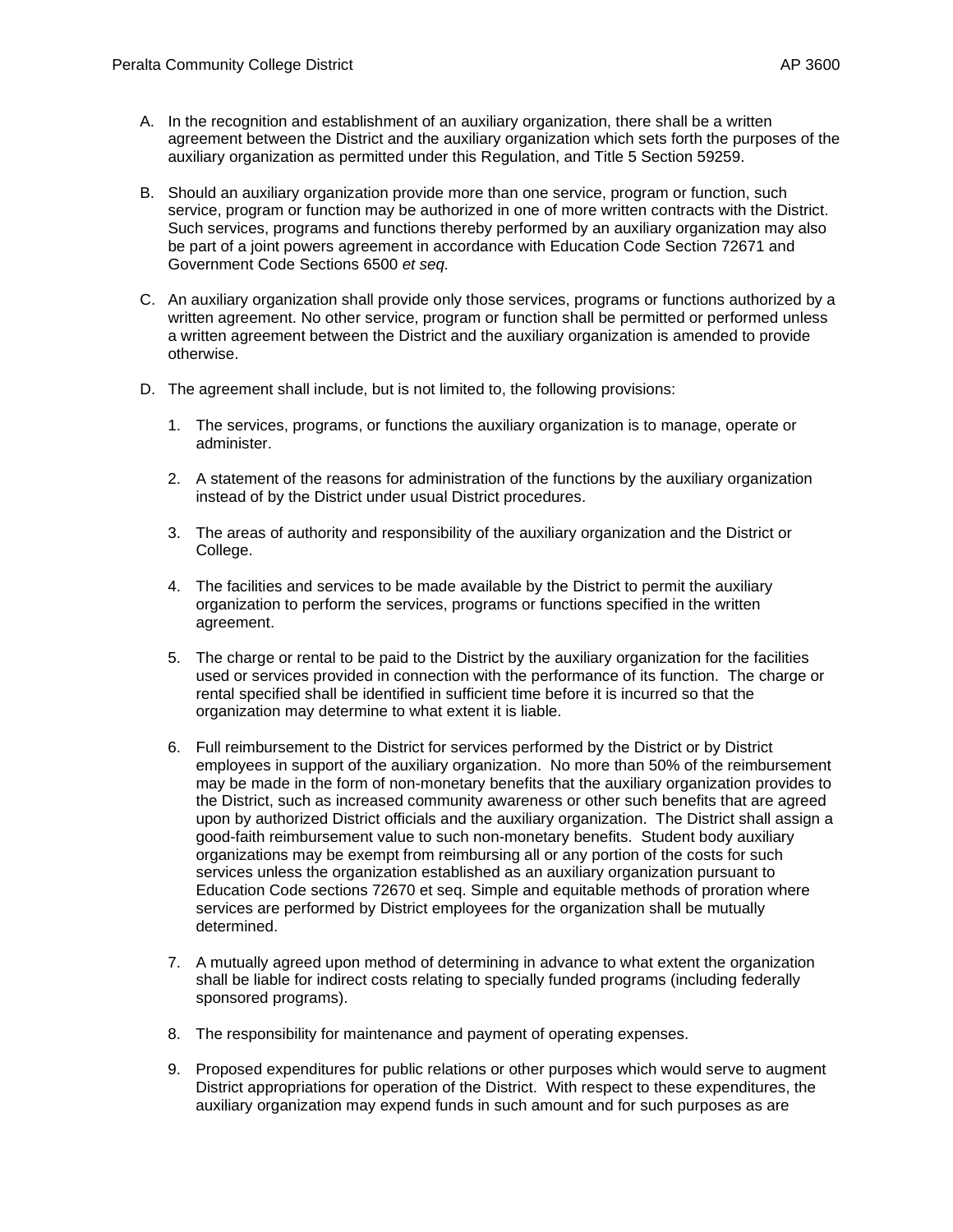A. In the recognition and establishment of an auxiliary organization, there shall be a written agreement between the District and the auxiliary organization which sets forth the purposes of the auxiliary organization as permitted under this Regulation, and Title 5 Section 59259.

B. Should an auxiliary organization provide more than one service, program or function, such service, program or function may be authorized in one of more written contracts with the District. Such services, programs and functions thereby performed by an auxiliary organization may also be part of a joint powers agreement in accordance with Education Code Section 72671 and Government Code Sections 6500 *et seq.*

C. An auxiliary organization shall provide only those services, programs or functions authorized by a written agreement. No other service, program or function shall be permitted or performed unless a written agreement between the District and the auxiliary organization is amended to provide otherwise.

D. The agreement shall include, but is not limited to, the following provisions:

   1. The services, programs, or functions the auxiliary organization is to manage, operate or administer.

   2. A statement of the reasons for administration of the functions by the auxiliary organization instead of by the District under usual District procedures.

   3. The areas of authority and responsibility of the auxiliary organization and the District or College.

   4. The facilities and services to be made available by the District to permit the auxiliary organization to perform the services, programs or functions specified in the written agreement.

   5. The charge or rental to be paid to the District by the auxiliary organization for the facilities used or services provided in connection with the performance of its function. The charge or rental specified shall be identified in sufficient time before it is incurred so that the organization may determine to what extent it is liable.

   6. Full reimbursement to the District for services performed by the District or by District employees in support of the auxiliary organization. No more than 50% of the reimbursement may be made in the form of non-monetary benefits that the auxiliary organization provides to the District, such as increased community awareness or other such benefits that are agreed upon by authorized District officials and the auxiliary organization. The District shall assign a good-faith reimbursement value to such non-monetary benefits. Student body auxiliary organizations may be exempt from reimbursing all or any portion of the costs for such services unless the organization established as an auxiliary organization pursuant to Education Code sections 72670 et seq. Simple and equitable methods of proration where services are performed by District employees for the organization shall be mutually determined.

   7. A mutually agreed upon method of determining in advance to what extent the organization shall be liable for indirect costs relating to specially funded programs (including federally sponsored programs).

   8. The responsibility for maintenance and payment of operating expenses.

   9. Proposed expenditures for public relations or other purposes which would serve to augment District appropriations for operation of the District. With respect to these expenditures, the auxiliary organization may expend funds in such amount and for such purposes as are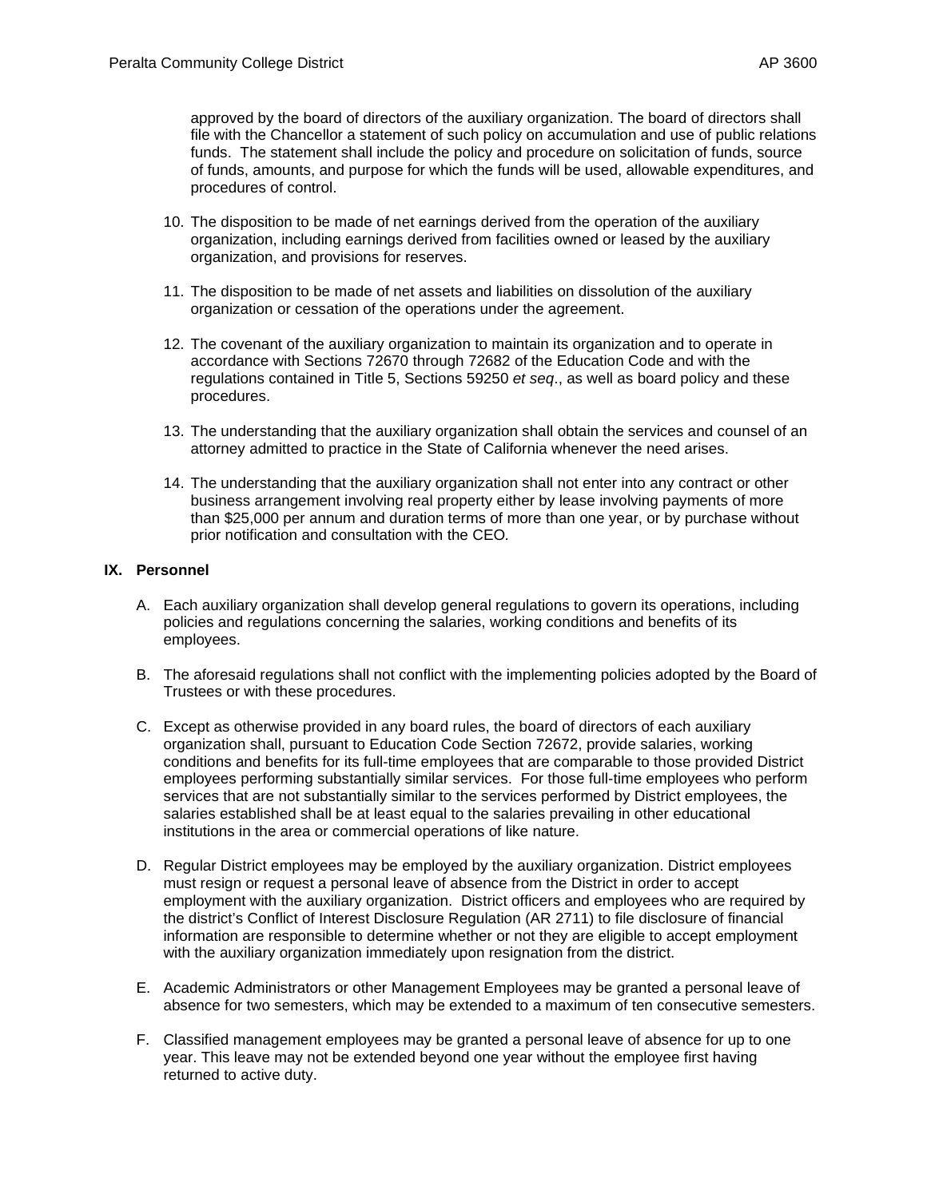approved by the board of directors of the auxiliary organization. The board of directors shall file with the Chancellor a statement of such policy on accumulation and use of public relations funds. The statement shall include the policy and procedure on solicitation of funds, source of funds, amounts, and purpose for which the funds will be used, allowable expenditures, and procedures of control.

10. The disposition to be made of net earnings derived from the operation of the auxiliary organization, including earnings derived from facilities owned or leased by the auxiliary organization, and provisions for reserves.

11. The disposition to be made of net assets and liabilities on dissolution of the auxiliary organization or cessation of the operations under the agreement.

12. The covenant of the auxiliary organization to maintain its organization and to operate in accordance with Sections 72670 through 72682 of the Education Code and with the regulations contained in Title 5, Sections 59250 *et seq*., as well as board policy and these procedures.

13. The understanding that the auxiliary organization shall obtain the services and counsel of an attorney admitted to practice in the State of California whenever the need arises.

14. The understanding that the auxiliary organization shall not enter into any contract or other business arrangement involving real property either by lease involving payments of more than $25,000 per annum and duration terms of more than one year, or by purchase without prior notification and consultation with the CEO.

## IX. Personnel

A. Each auxiliary organization shall develop general regulations to govern its operations, including policies and regulations concerning the salaries, working conditions and benefits of its employees.

B. The aforesaid regulations shall not conflict with the implementing policies adopted by the Board of Trustees or with these procedures.

C. Except as otherwise provided in any board rules, the board of directors of each auxiliary organization shall, pursuant to Education Code Section 72672, provide salaries, working conditions and benefits for its full-time employees that are comparable to those provided District employees performing substantially similar services. For those full-time employees who perform services that are not substantially similar to the services performed by District employees, the salaries established shall be at least equal to the salaries prevailing in other educational institutions in the area or commercial operations of like nature.

D. Regular District employees may be employed by the auxiliary organization. District employees must resign or request a personal leave of absence from the District in order to accept employment with the auxiliary organization. District officers and employees who are required by the district's Conflict of Interest Disclosure Regulation (AR 2711) to file disclosure of financial information are responsible to determine whether or not they are eligible to accept employment with the auxiliary organization immediately upon resignation from the district.

E. Academic Administrators or other Management Employees may be granted a personal leave of absence for two semesters, which may be extended to a maximum of ten consecutive semesters.

F. Classified management employees may be granted a personal leave of absence for up to one year. This leave may not be extended beyond one year without the employee first having returned to active duty.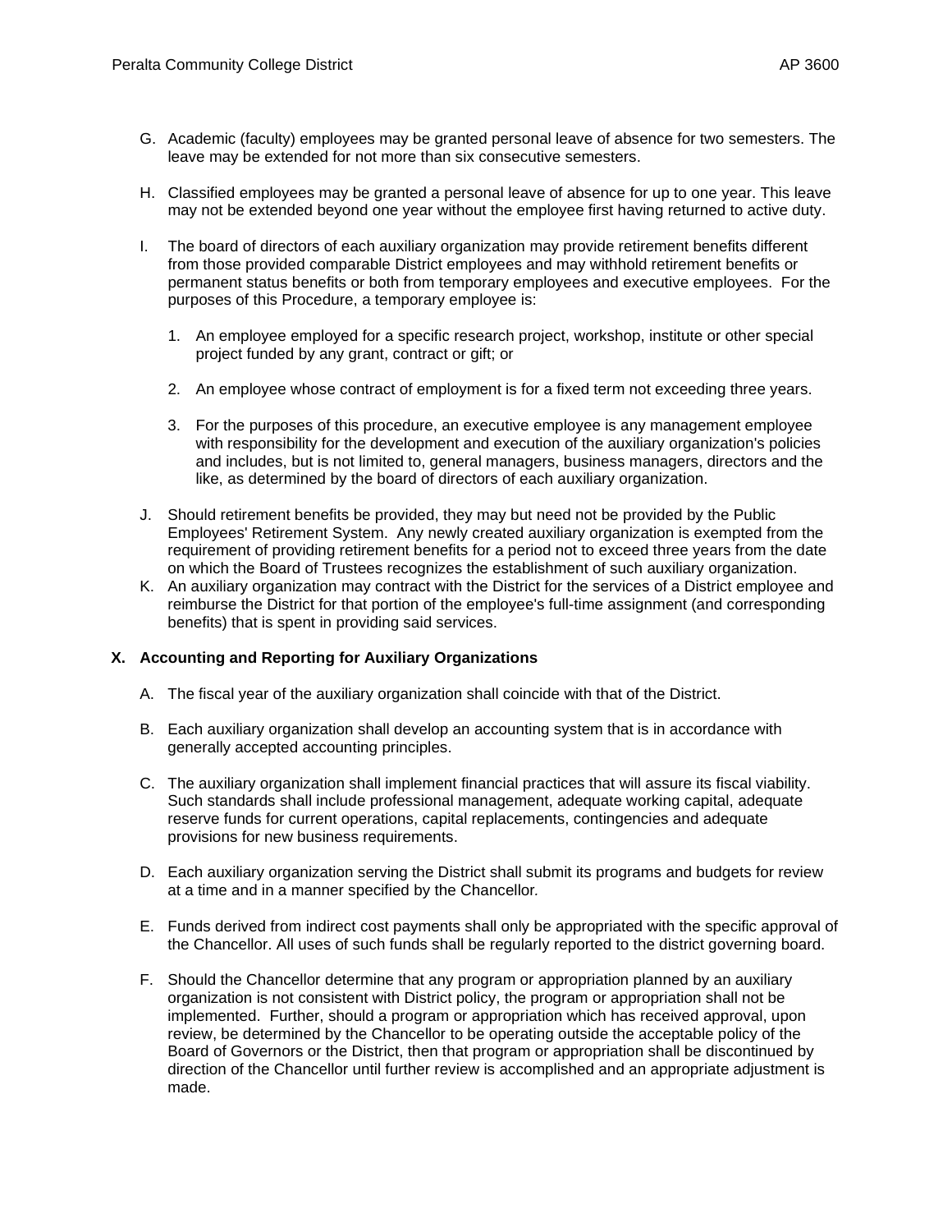G. Academic (faculty) employees may be granted personal leave of absence for two semesters. The leave may be extended for not more than six consecutive semesters.

H. Classified employees may be granted a personal leave of absence for up to one year. This leave may not be extended beyond one year without the employee first having returned to active duty.

I. The board of directors of each auxiliary organization may provide retirement benefits different from those provided comparable District employees and may withhold retirement benefits or permanent status benefits or both from temporary employees and executive employees. For the purposes of this Procedure, a temporary employee is:

   1. An employee employed for a specific research project, workshop, institute or other special project funded by any grant, contract or gift; or

   2. An employee whose contract of employment is for a fixed term not exceeding three years.

   3. For the purposes of this procedure, an executive employee is any management employee with responsibility for the development and execution of the auxiliary organization's policies and includes, but is not limited to, general managers, business managers, directors and the like, as determined by the board of directors of each auxiliary organization.

J. Should retirement benefits be provided, they may but need not be provided by the Public Employees' Retirement System. Any newly created auxiliary organization is exempted from the requirement of providing retirement benefits for a period not to exceed three years from the date on which the Board of Trustees recognizes the establishment of such auxiliary organization.

K. An auxiliary organization may contract with the District for the services of a District employee and reimburse the District for that portion of the employee's full-time assignment (and corresponding benefits) that is spent in providing said services.

## X. Accounting and Reporting for Auxiliary Organizations

A. The fiscal year of the auxiliary organization shall coincide with that of the District.

B. Each auxiliary organization shall develop an accounting system that is in accordance with generally accepted accounting principles.

C. The auxiliary organization shall implement financial practices that will assure its fiscal viability. Such standards shall include professional management, adequate working capital, adequate reserve funds for current operations, capital replacements, contingencies and adequate provisions for new business requirements.

D. Each auxiliary organization serving the District shall submit its programs and budgets for review at a time and in a manner specified by the Chancellor.

E. Funds derived from indirect cost payments shall only be appropriated with the specific approval of the Chancellor. All uses of such funds shall be regularly reported to the district governing board.

F. Should the Chancellor determine that any program or appropriation planned by an auxiliary organization is not consistent with District policy, the program or appropriation shall not be implemented. Further, should a program or appropriation which has received approval, upon review, be determined by the Chancellor to be operating outside the acceptable policy of the Board of Governors or the District, then that program or appropriation shall be discontinued by direction of the Chancellor until further review is accomplished and an appropriate adjustment is made.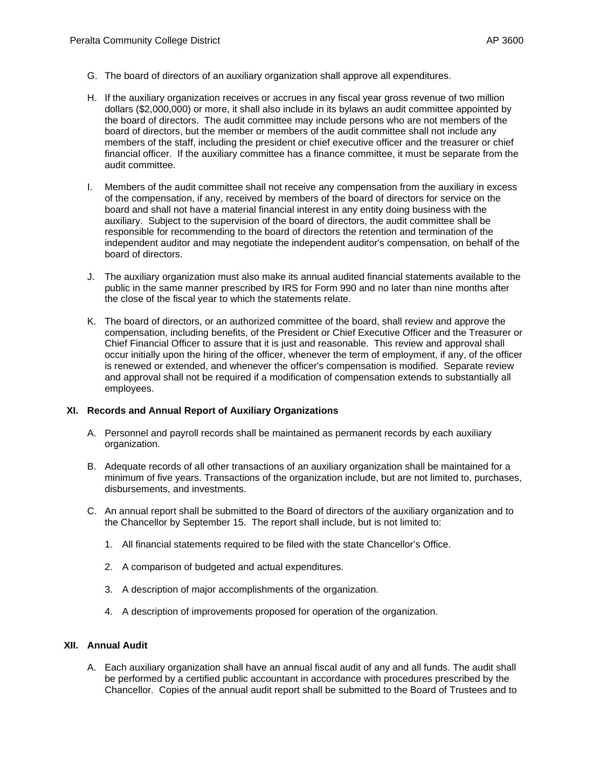G. The board of directors of an auxiliary organization shall approve all expenditures.

H. If the auxiliary organization receives or accrues in any fiscal year gross revenue of two million dollars ($2,000,000) or more, it shall also include in its bylaws an audit committee appointed by the board of directors. The audit committee may include persons who are not members of the board of directors, but the member or members of the audit committee shall not include any members of the staff, including the president or chief executive officer and the treasurer or chief financial officer. If the auxiliary committee has a finance committee, it must be separate from the audit committee.

I. Members of the audit committee shall not receive any compensation from the auxiliary in excess of the compensation, if any, received by members of the board of directors for service on the board and shall not have a material financial interest in any entity doing business with the auxiliary. Subject to the supervision of the board of directors, the audit committee shall be responsible for recommending to the board of directors the retention and termination of the independent auditor and may negotiate the independent auditor's compensation, on behalf of the board of directors.

J. The auxiliary organization must also make its annual audited financial statements available to the public in the same manner prescribed by IRS for Form 990 and no later than nine months after the close of the fiscal year to which the statements relate.

K. The board of directors, or an authorized committee of the board, shall review and approve the compensation, including benefits, of the President or Chief Executive Officer and the Treasurer or Chief Financial Officer to assure that it is just and reasonable. This review and approval shall occur initially upon the hiring of the officer, whenever the term of employment, if any, of the officer is renewed or extended, and whenever the officer's compensation is modified. Separate review and approval shall not be required if a modification of compensation extends to substantially all employees.

## XI. Records and Annual Report of Auxiliary Organizations

A. Personnel and payroll records shall be maintained as permanent records by each auxiliary organization.

B. Adequate records of all other transactions of an auxiliary organization shall be maintained for a minimum of five years. Transactions of the organization include, but are not limited to, purchases, disbursements, and investments.

C. An annual report shall be submitted to the Board of directors of the auxiliary organization and to the Chancellor by September 15. The report shall include, but is not limited to:

1. All financial statements required to be filed with the state Chancellor's Office.

2. A comparison of budgeted and actual expenditures.

3. A description of major accomplishments of the organization.

4. A description of improvements proposed for operation of the organization.

## XII. Annual Audit

A. Each auxiliary organization shall have an annual fiscal audit of any and all funds. The audit shall be performed by a certified public accountant in accordance with procedures prescribed by the Chancellor. Copies of the annual audit report shall be submitted to the Board of Trustees and to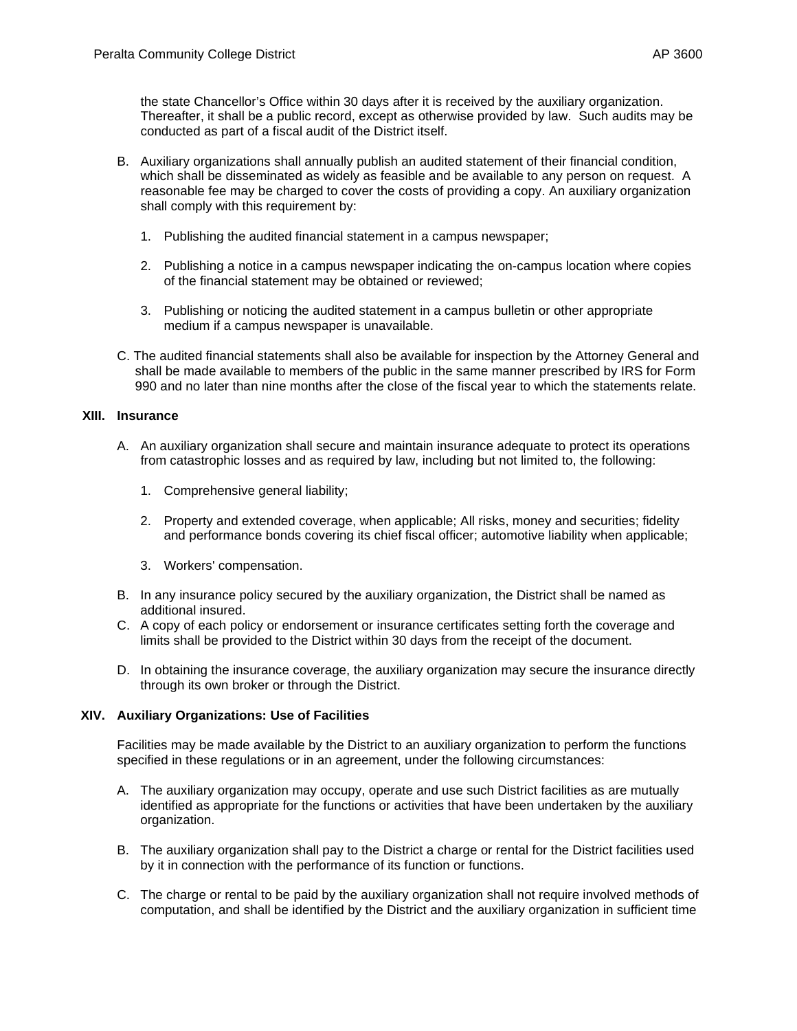the state Chancellor's Office within 30 days after it is received by the auxiliary organization. Thereafter, it shall be a public record, except as otherwise provided by law. Such audits may be conducted as part of a fiscal audit of the District itself.

B. Auxiliary organizations shall annually publish an audited statement of their financial condition, which shall be disseminated as widely as feasible and be available to any person on request. A reasonable fee may be charged to cover the costs of providing a copy. An auxiliary organization shall comply with this requirement by:

   1. Publishing the audited financial statement in a campus newspaper;

   2. Publishing a notice in a campus newspaper indicating the on-campus location where copies of the financial statement may be obtained or reviewed;

   3. Publishing or noticing the audited statement in a campus bulletin or other appropriate medium if a campus newspaper is unavailable.

C. The audited financial statements shall also be available for inspection by the Attorney General and shall be made available to members of the public in the same manner prescribed by IRS for Form 990 and no later than nine months after the close of the fiscal year to which the statements relate.

## XIII. Insurance

A. An auxiliary organization shall secure and maintain insurance adequate to protect its operations from catastrophic losses and as required by law, including but not limited to, the following:

   1. Comprehensive general liability;

   2. Property and extended coverage, when applicable; All risks, money and securities; fidelity and performance bonds covering its chief fiscal officer; automotive liability when applicable;

   3. Workers' compensation.

B. In any insurance policy secured by the auxiliary organization, the District shall be named as additional insured.

C. A copy of each policy or endorsement or insurance certificates setting forth the coverage and limits shall be provided to the District within 30 days from the receipt of the document.

D. In obtaining the insurance coverage, the auxiliary organization may secure the insurance directly through its own broker or through the District.

## XIV. Auxiliary Organizations: Use of Facilities

Facilities may be made available by the District to an auxiliary organization to perform the functions specified in these regulations or in an agreement, under the following circumstances:

A. The auxiliary organization may occupy, operate and use such District facilities as are mutually identified as appropriate for the functions or activities that have been undertaken by the auxiliary organization.

B. The auxiliary organization shall pay to the District a charge or rental for the District facilities used by it in connection with the performance of its function or functions.

C. The charge or rental to be paid by the auxiliary organization shall not require involved methods of computation, and shall be identified by the District and the auxiliary organization in sufficient time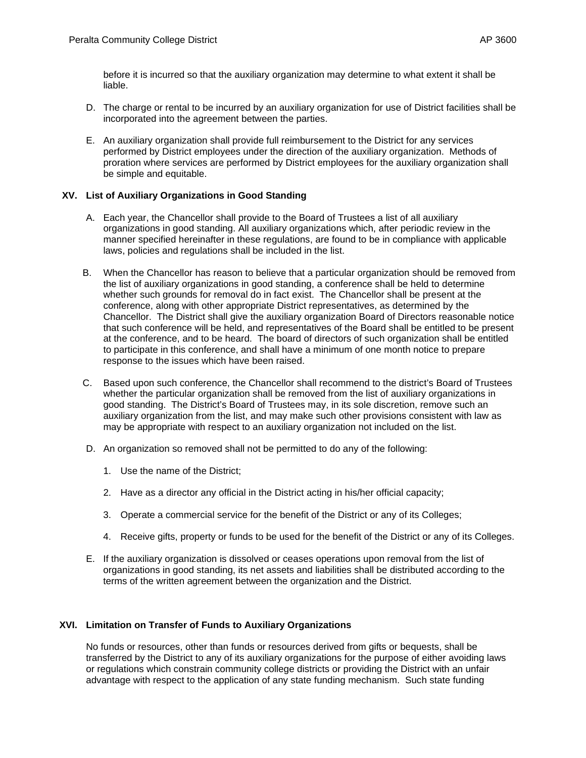before it is incurred so that the auxiliary organization may determine to what extent it shall be liable.

D. The charge or rental to be incurred by an auxiliary organization for use of District facilities shall be incorporated into the agreement between the parties.

E. An auxiliary organization shall provide full reimbursement to the District for any services performed by District employees under the direction of the auxiliary organization. Methods of proration where services are performed by District employees for the auxiliary organization shall be simple and equitable.

**XV. List of Auxiliary Organizations in Good Standing**

A. Each year, the Chancellor shall provide to the Board of Trustees a list of all auxiliary organizations in good standing. All auxiliary organizations which, after periodic review in the manner specified hereinafter in these regulations, are found to be in compliance with applicable laws, policies and regulations shall be included in the list.

B. When the Chancellor has reason to believe that a particular organization should be removed from the list of auxiliary organizations in good standing, a conference shall be held to determine whether such grounds for removal do in fact exist. The Chancellor shall be present at the conference, along with other appropriate District representatives, as determined by the Chancellor. The District shall give the auxiliary organization Board of Directors reasonable notice that such conference will be held, and representatives of the Board shall be entitled to be present at the conference, and to be heard. The board of directors of such organization shall be entitled to participate in this conference, and shall have a minimum of one month notice to prepare response to the issues which have been raised.

C. Based upon such conference, the Chancellor shall recommend to the district's Board of Trustees whether the particular organization shall be removed from the list of auxiliary organizations in good standing. The District's Board of Trustees may, in its sole discretion, remove such an auxiliary organization from the list, and may make such other provisions consistent with law as may be appropriate with respect to an auxiliary organization not included on the list.

D. An organization so removed shall not be permitted to do any of the following:

1. Use the name of the District;

2. Have as a director any official in the District acting in his/her official capacity;

3. Operate a commercial service for the benefit of the District or any of its Colleges;

4. Receive gifts, property or funds to be used for the benefit of the District or any of its Colleges.

E. If the auxiliary organization is dissolved or ceases operations upon removal from the list of organizations in good standing, its net assets and liabilities shall be distributed according to the terms of the written agreement between the organization and the District.

**XVI. Limitation on Transfer of Funds to Auxiliary Organizations**

No funds or resources, other than funds or resources derived from gifts or bequests, shall be transferred by the District to any of its auxiliary organizations for the purpose of either avoiding laws or regulations which constrain community college districts or providing the District with an unfair advantage with respect to the application of any state funding mechanism. Such state funding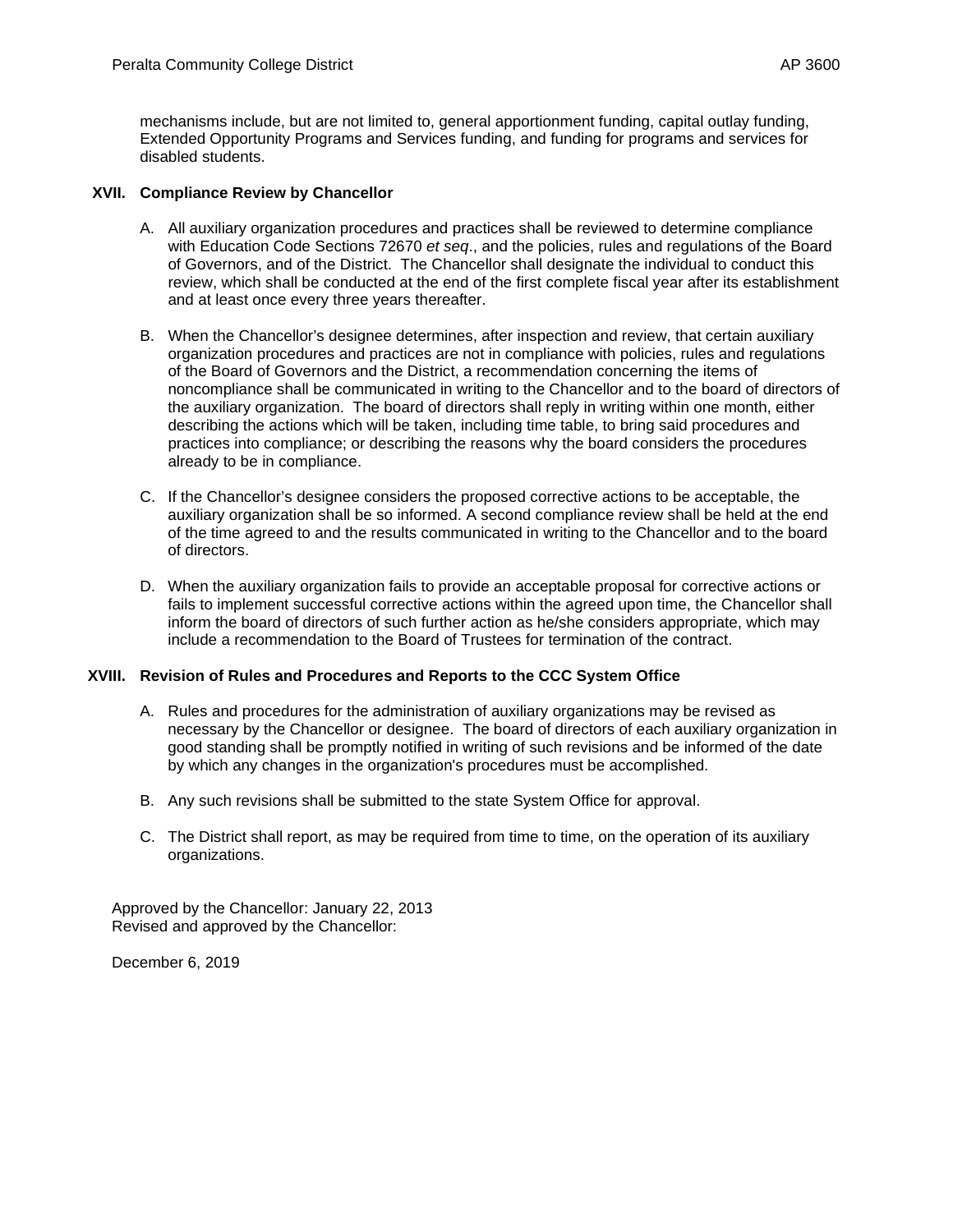mechanisms include, but are not limited to, general apportionment funding, capital outlay funding, Extended Opportunity Programs and Services funding, and funding for programs and services for disabled students.

## XVII. Compliance Review by Chancellor

A. All auxiliary organization procedures and practices shall be reviewed to determine compliance with Education Code Sections 72670 *et seq*., and the policies, rules and regulations of the Board of Governors, and of the District. The Chancellor shall designate the individual to conduct this review, which shall be conducted at the end of the first complete fiscal year after its establishment and at least once every three years thereafter.

B. When the Chancellor's designee determines, after inspection and review, that certain auxiliary organization procedures and practices are not in compliance with policies, rules and regulations of the Board of Governors and the District, a recommendation concerning the items of noncompliance shall be communicated in writing to the Chancellor and to the board of directors of the auxiliary organization. The board of directors shall reply in writing within one month, either describing the actions which will be taken, including time table, to bring said procedures and practices into compliance; or describing the reasons why the board considers the procedures already to be in compliance.

C. If the Chancellor's designee considers the proposed corrective actions to be acceptable, the auxiliary organization shall be so informed. A second compliance review shall be held at the end of the time agreed to and the results communicated in writing to the Chancellor and to the board of directors.

D. When the auxiliary organization fails to provide an acceptable proposal for corrective actions or fails to implement successful corrective actions within the agreed upon time, the Chancellor shall inform the board of directors of such further action as he/she considers appropriate, which may include a recommendation to the Board of Trustees for termination of the contract.

## XVIII. Revision of Rules and Procedures and Reports to the CCC System Office

A. Rules and procedures for the administration of auxiliary organizations may be revised as necessary by the Chancellor or designee. The board of directors of each auxiliary organization in good standing shall be promptly notified in writing of such revisions and be informed of the date by which any changes in the organization's procedures must be accomplished.

B. Any such revisions shall be submitted to the state System Office for approval.

C. The District shall report, as may be required from time to time, on the operation of its auxiliary organizations.

Approved by the Chancellor: January 22, 2013
Revised and approved by the Chancellor:

December 6, 2019